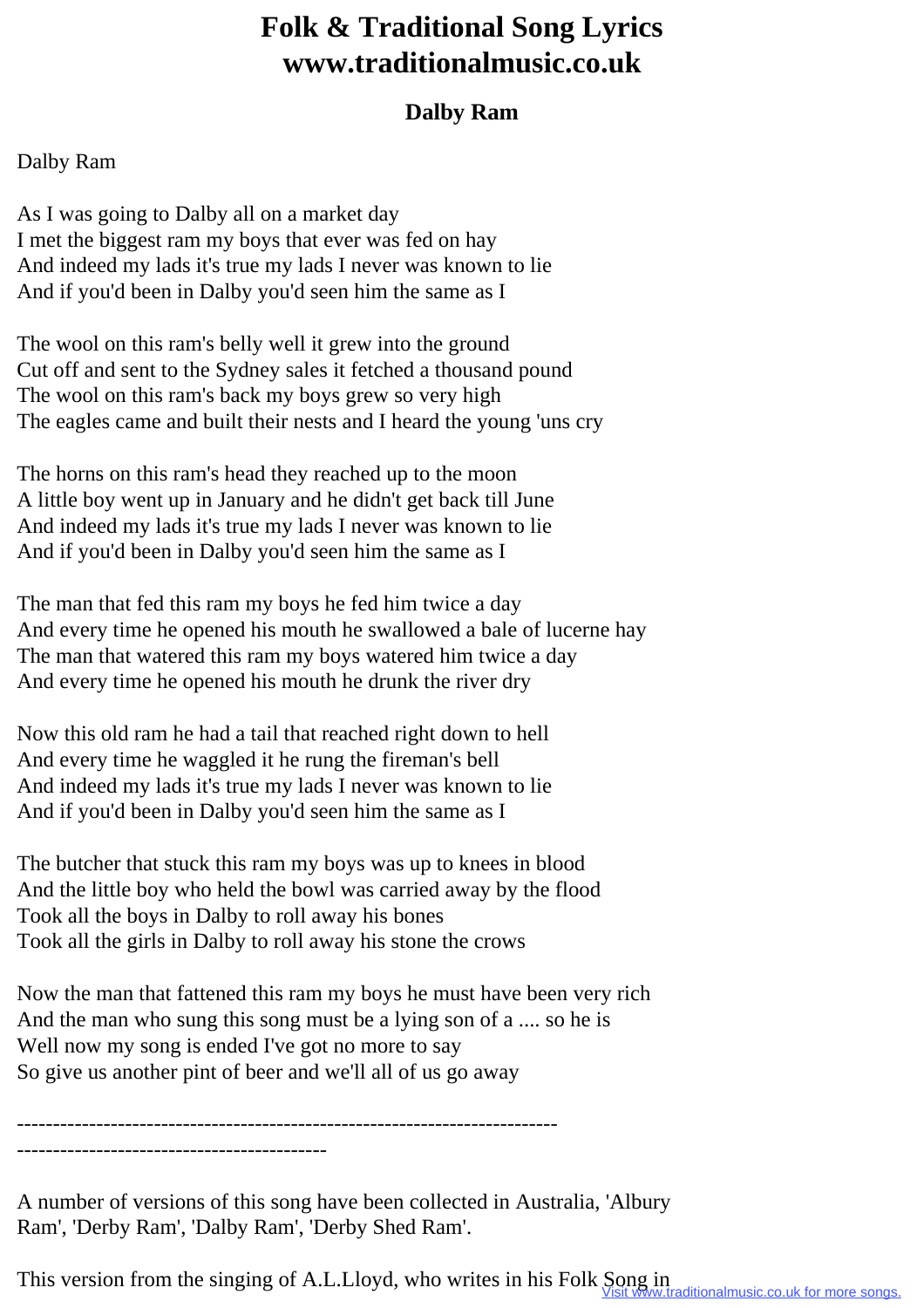# Folk & Traditional Song Lyrics
# www.traditionalmusic.co.uk

## Dalby Ram

Dalby Ram

As I was going to Dalby all on a market day
I met the biggest ram my boys that ever was fed on hay
And indeed my lads it's true my lads I never was known to lie
And if you'd been in Dalby you'd seen him the same as I

The wool on this ram's belly well it grew into the ground
Cut off and sent to the Sydney sales it fetched a thousand pound
The wool on this ram's back my boys grew so very high
The eagles came and built their nests and I heard the young 'uns cry

The horns on this ram's head they reached up to the moon
A little boy went up in January and he didn't get back till June
And indeed my lads it's true my lads I never was known to lie
And if you'd been in Dalby you'd seen him the same as I

The man that fed this ram my boys he fed him twice a day
And every time he opened his mouth he swallowed a bale of lucerne hay
The man that watered this ram my boys watered him twice a day
And every time he opened his mouth he drunk the river dry

Now this old ram he had a tail that reached right down to hell
And every time he waggled it he rung the fireman's bell
And indeed my lads it's true my lads I never was known to lie
And if you'd been in Dalby you'd seen him the same as I

The butcher that stuck this ram my boys was up to knees in blood
And the little boy who held the bowl was carried away by the flood
Took all the boys in Dalby to roll away his bones
Took all the girls in Dalby to roll away his stone the crows

Now the man that fattened this ram my boys he must have been very rich
And the man who sung this song must be a lying son of a .... so he is
Well now my song is ended I've got no more to say
So give us another pint of beer and we'll all of us go away

---

A number of versions of this song have been collected in Australia, 'Albury Ram', 'Derby Ram', 'Dalby Ram', 'Derby Shed Ram'.

This version from the singing of A.L.Lloyd, who writes in his Folk Song in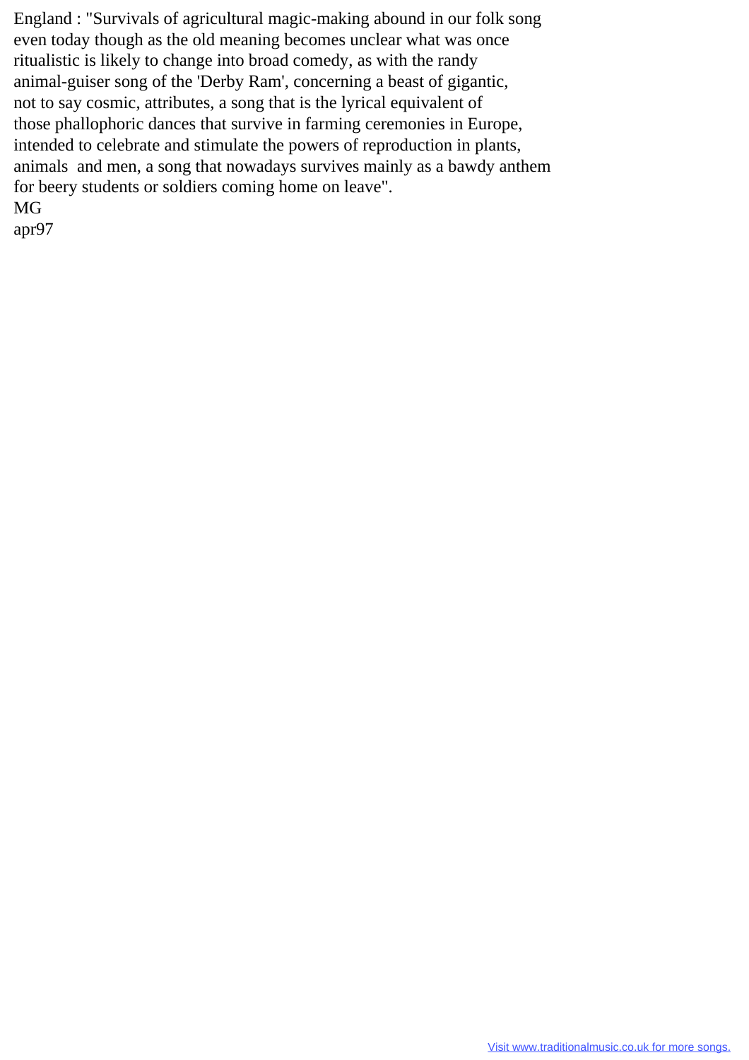England : "Survivals of agricultural magic-making abound in our folk song even today though as the old meaning becomes unclear what was once ritualistic is likely to change into broad comedy, as with the randy animal-guiser song of the 'Derby Ram', concerning a beast of gigantic, not to say cosmic, attributes, a song that is the lyrical equivalent of those phallophoric dances that survive in farming ceremonies in Europe, intended to celebrate and stimulate the powers of reproduction in plants, animals and men, a song that nowadays survives mainly as a bawdy anthem for beery students or soldiers coming home on leave".
MG
apr97